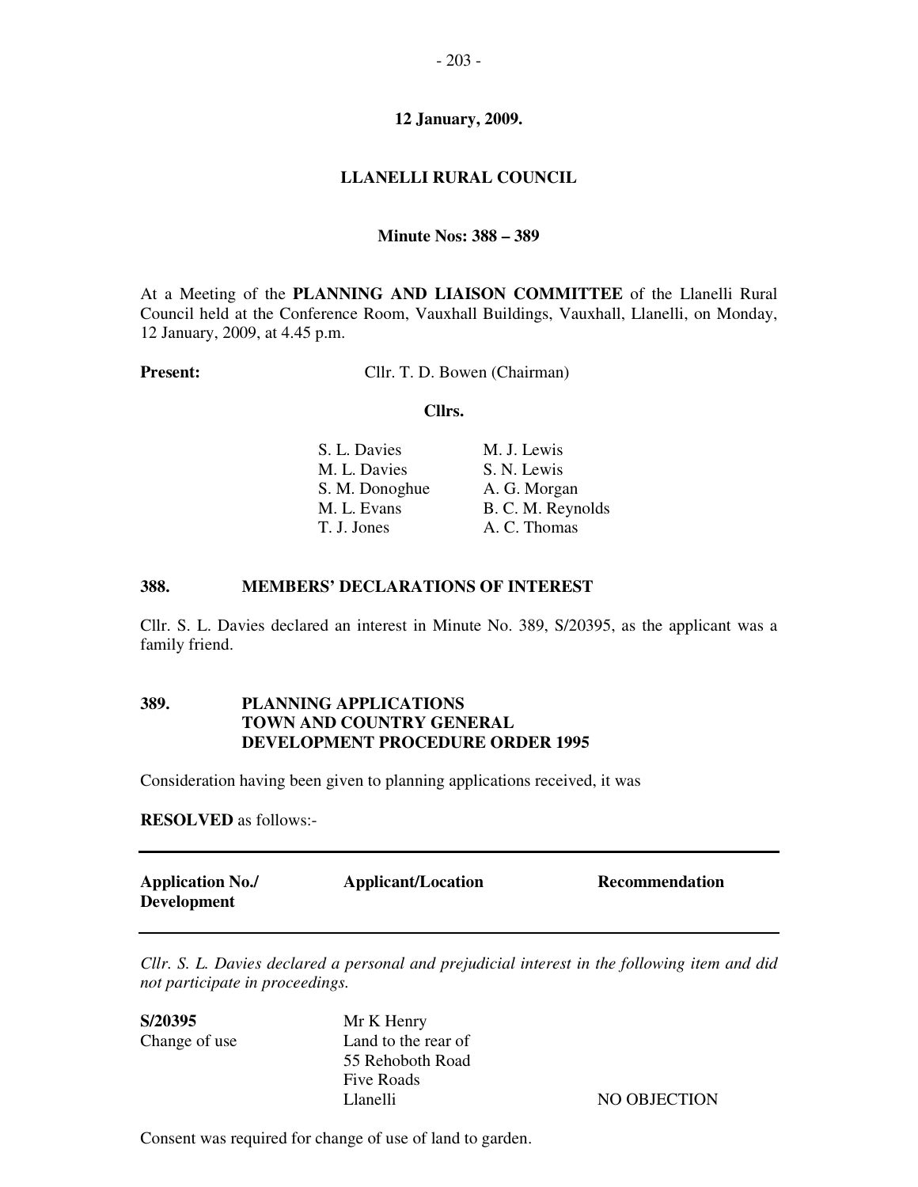**12 January, 2009.**

# LLANELLI RURAL COUNCIL

**Minute Nos: 388 – 389**

At a Meeting of the **PLANNING AND LIAISON COMMITTEE** of the Llanelli Rural Council held at the Conference Room, Vauxhall Buildings, Vauxhall, Llanelli, on Monday, 12 January, 2009, at 4.45 p.m.

**Present:** Cllr. T. D. Bowen (Chairman)

**Cllrs.**

| | |
|---|---|
| S. L. Davies | M. J. Lewis |
| M. L. Davies | S. N. Lewis |
| S. M. Donoghue | A. G. Morgan |
| M. L. Evans | B. C. M. Reynolds |
| T. J. Jones | A. C. Thomas |

## 388. MEMBERS' DECLARATIONS OF INTEREST

Cllr. S. L. Davies declared an interest in Minute No. 389, S/20395, as the applicant was a family friend.

## 389. PLANNING APPLICATIONS TOWN AND COUNTRY GENERAL DEVELOPMENT PROCEDURE ORDER 1995

Consideration having been given to planning applications received, it was

**RESOLVED** as follows:-

| Application No./ Development | Applicant/Location | Recommendation |
|---|---|---|

*Cllr. S. L. Davies declared a personal and prejudicial interest in the following item and did not participate in proceedings.*

| | | |
|---|---|---|
| **S/20395**<br>Change of use | Mr K Henry<br>Land to the rear of<br>55 Rehoboth Road<br>Five Roads<br>Llanelli | NO OBJECTION |

Consent was required for change of use of land to garden.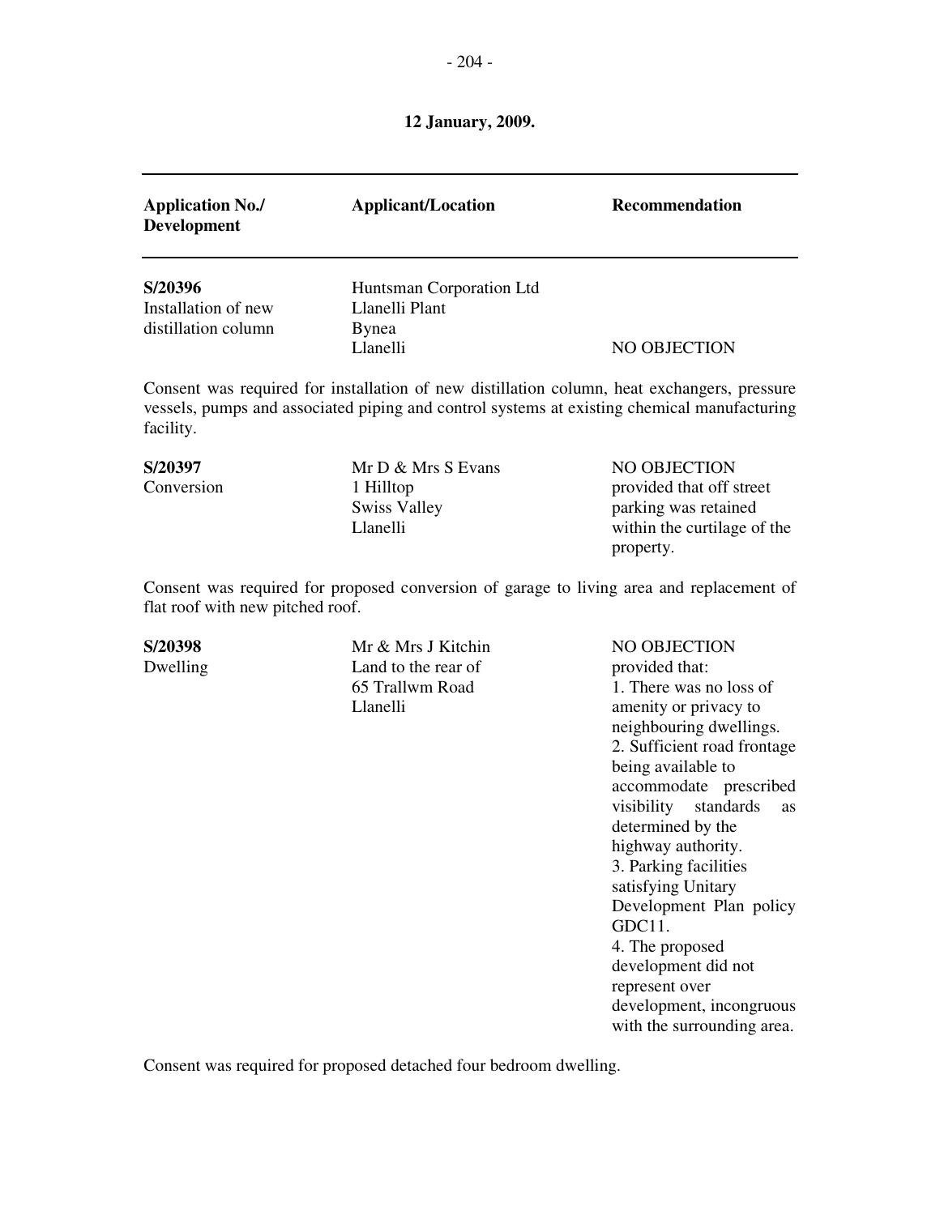**12 January, 2009.**

| Application No./ Development | Applicant/Location | Recommendation |
|---|---|---|
| **S/20396** Installation of new distillation column | Huntsman Corporation Ltd Llanelli Plant Bynea Llanelli | NO OBJECTION |

Consent was required for installation of new distillation column, heat exchangers, pressure vessels, pumps and associated piping and control systems at existing chemical manufacturing facility.

| | | |
|---|---|---|
| **S/20397** Conversion | Mr D & Mrs S Evans 1 Hilltop Swiss Valley Llanelli | NO OBJECTION provided that off street parking was retained within the curtilage of the property. |

Consent was required for proposed conversion of garage to living area and replacement of flat roof with new pitched roof.

| | | |
|---|---|---|
| **S/20398** Dwelling | Mr & Mrs J Kitchin Land to the rear of 65 Trallwm Road Llanelli | NO OBJECTION provided that: 1. There was no loss of amenity or privacy to neighbouring dwellings. 2. Sufficient road frontage being available to accommodate prescribed visibility standards as determined by the highway authority. 3. Parking facilities satisfying Unitary Development Plan policy GDC11. 4. The proposed development did not represent over development, incongruous with the surrounding area. |

Consent was required for proposed detached four bedroom dwelling.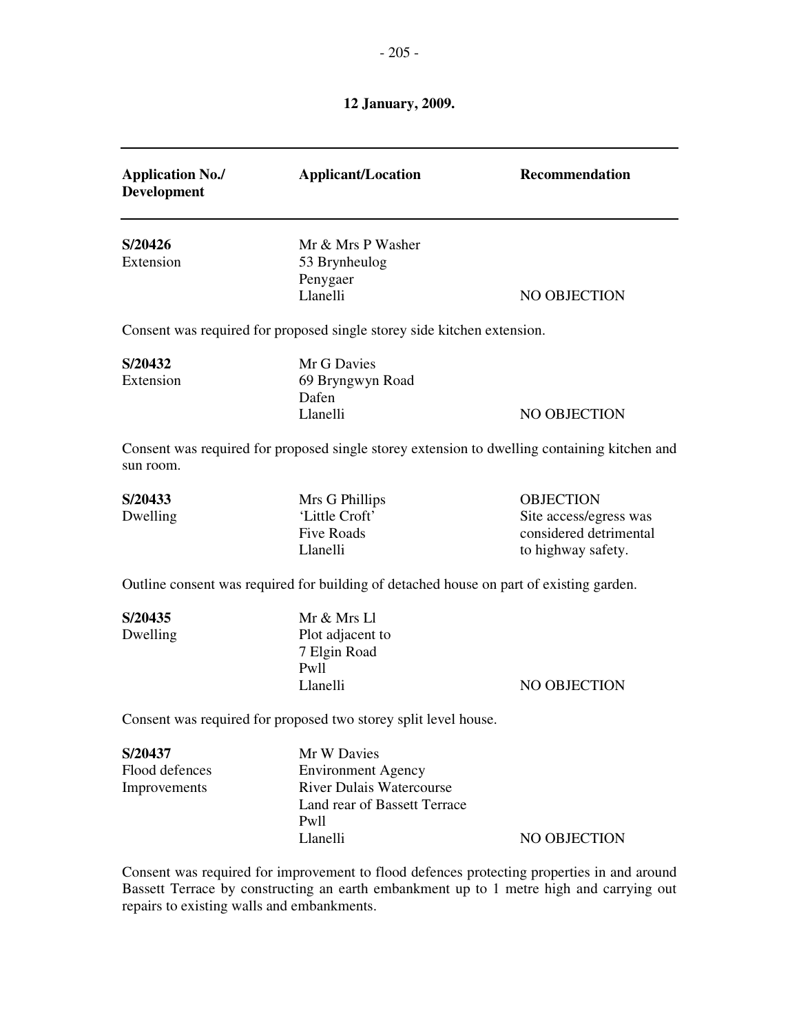**12 January, 2009.**

| Application No./ Development | Applicant/Location | Recommendation |
|---|---|---|
| **S/20426** Extension | Mr & Mrs P Washer 53 Brynheulog Penygaer Llanelli | NO OBJECTION |

Consent was required for proposed single storey side kitchen extension.

| | | |
|---|---|---|
| **S/20432** Extension | Mr G Davies 69 Bryngwyn Road Dafen Llanelli | NO OBJECTION |

Consent was required for proposed single storey extension to dwelling containing kitchen and sun room.

| | | |
|---|---|---|
| **S/20433** Dwelling | Mrs G Phillips 'Little Croft' Five Roads Llanelli | OBJECTION Site access/egress was considered detrimental to highway safety. |

Outline consent was required for building of detached house on part of existing garden.

| | | |
|---|---|---|
| **S/20435** Dwelling | Mr & Mrs Ll Plot adjacent to 7 Elgin Road Pwll Llanelli | NO OBJECTION |

Consent was required for proposed two storey split level house.

| | | |
|---|---|---|
| **S/20437** Flood defences Improvements | Mr W Davies Environment Agency River Dulais Watercourse Land rear of Bassett Terrace Pwll Llanelli | NO OBJECTION |

Consent was required for improvement to flood defences protecting properties in and around Bassett Terrace by constructing an earth embankment up to 1 metre high and carrying out repairs to existing walls and embankments.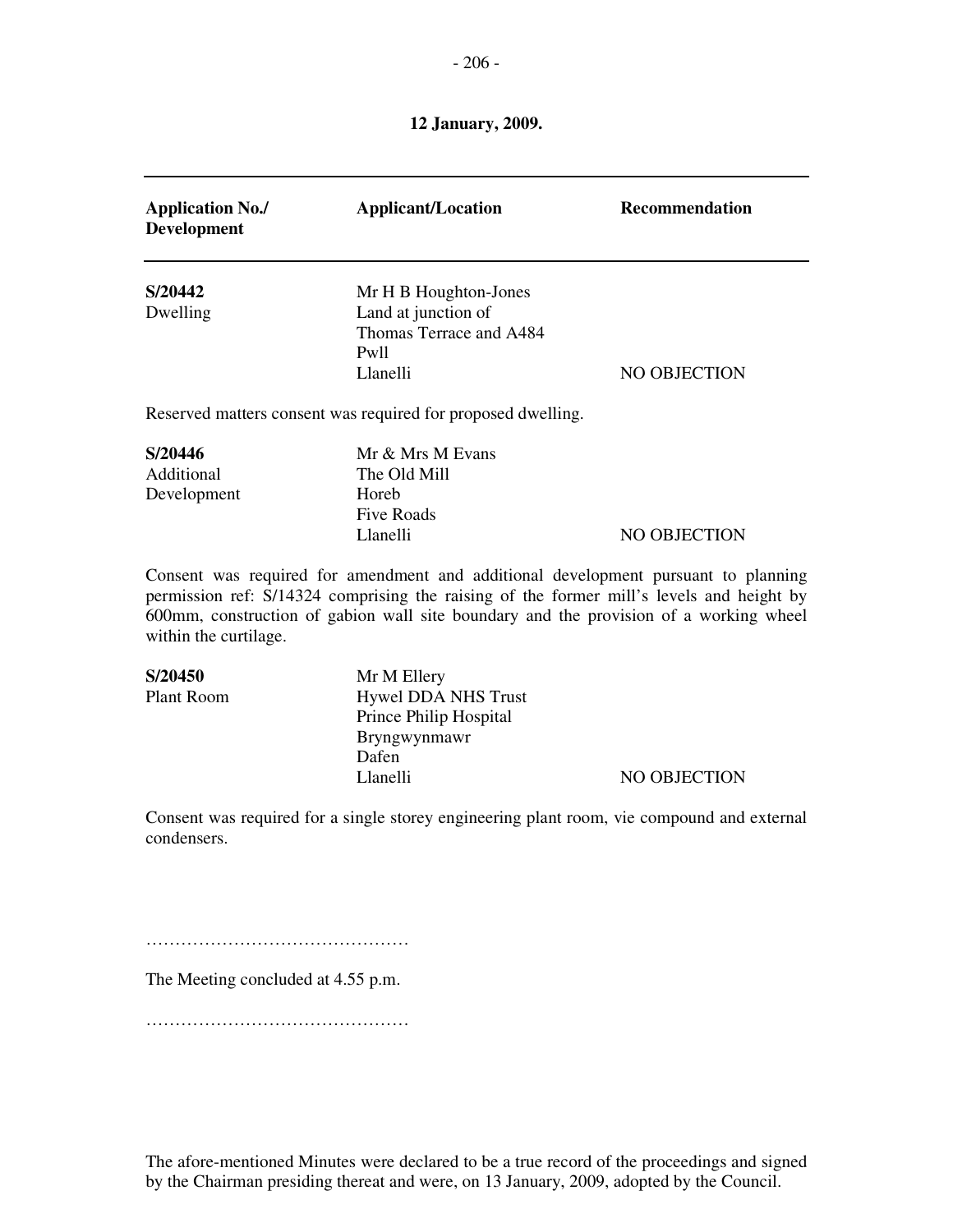**12 January, 2009.**

| Application No./ Development | Applicant/Location | Recommendation |
|---|---|---|
| **S/20442**<br>Dwelling | Mr H B Houghton-Jones<br>Land at junction of<br>Thomas Terrace and A484<br>Pwll<br>Llanelli | NO OBJECTION |

Reserved matters consent was required for proposed dwelling.

| | | |
|---|---|---|
| **S/20446**<br>Additional Development | Mr & Mrs M Evans<br>The Old Mill<br>Horeb<br>Five Roads<br>Llanelli | NO OBJECTION |

Consent was required for amendment and additional development pursuant to planning permission ref: S/14324 comprising the raising of the former mill's levels and height by 600mm, construction of gabion wall site boundary and the provision of a working wheel within the curtilage.

| | | |
|---|---|---|
| **S/20450**<br>Plant Room | Mr M Ellery<br>Hywel DDA NHS Trust<br>Prince Philip Hospital<br>Bryngwynmawr<br>Dafen<br>Llanelli | NO OBJECTION |

Consent was required for a single storey engineering plant room, vie compound and external condensers.

………………………………………

The Meeting concluded at 4.55 p.m.

………………………………………

The afore-mentioned Minutes were declared to be a true record of the proceedings and signed by the Chairman presiding thereat and were, on 13 January, 2009, adopted by the Council.